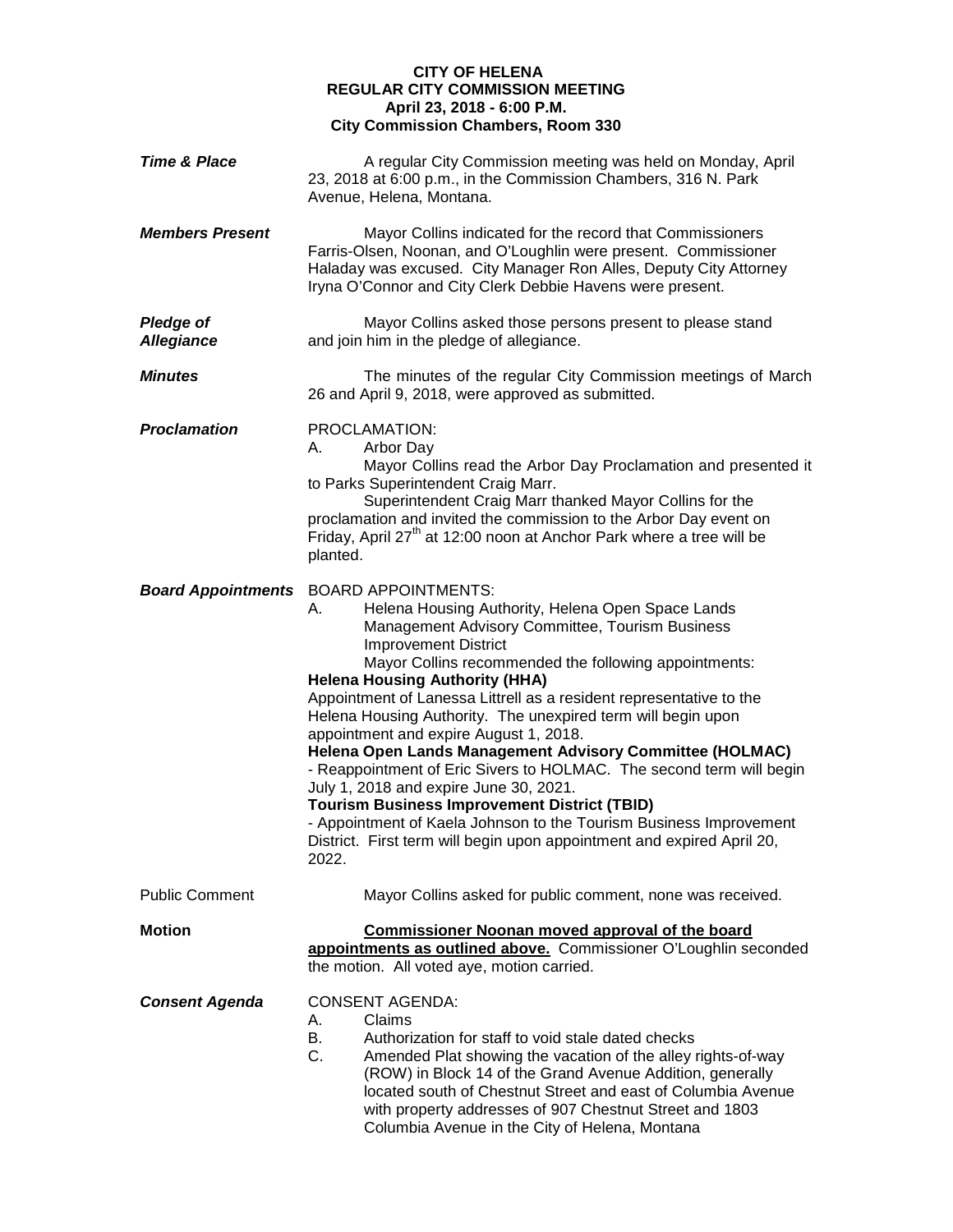**CITY OF HELENA**
**REGULAR CITY COMMISSION MEETING**
**April 23, 2018 - 6:00 P.M.**
**City Commission Chambers, Room 330**

***Time & Place***

A regular City Commission meeting was held on Monday, April 23, 2018 at 6:00 p.m., in the Commission Chambers, 316 N. Park Avenue, Helena, Montana.

***Members Present***

Mayor Collins indicated for the record that Commissioners Farris-Olsen, Noonan, and O'Loughlin were present. Commissioner Haladay was excused. City Manager Ron Alles, Deputy City Attorney Iryna O'Connor and City Clerk Debbie Havens were present.

***Pledge of Allegiance***

Mayor Collins asked those persons present to please stand and join him in the pledge of allegiance.

***Minutes***

The minutes of the regular City Commission meetings of March 26 and April 9, 2018, were approved as submitted.

***Proclamation***

PROCLAMATION:

A. Arbor Day

Mayor Collins read the Arbor Day Proclamation and presented it to Parks Superintendent Craig Marr.

Superintendent Craig Marr thanked Mayor Collins for the proclamation and invited the commission to the Arbor Day event on Friday, April 27th at 12:00 noon at Anchor Park where a tree will be planted.

***Board Appointments***

BOARD APPOINTMENTS:

A. Helena Housing Authority, Helena Open Space Lands Management Advisory Committee, Tourism Business Improvement District

Mayor Collins recommended the following appointments:

**Helena Housing Authority (HHA)**

Appointment of Lanessa Littrell as a resident representative to the Helena Housing Authority. The unexpired term will begin upon appointment and expire August 1, 2018.

**Helena Open Lands Management Advisory Committee (HOLMAC)**

- Reappointment of Eric Sivers to HOLMAC. The second term will begin July 1, 2018 and expire June 30, 2021.

**Tourism Business Improvement District (TBID)**

- Appointment of Kaela Johnson to the Tourism Business Improvement District. First term will begin upon appointment and expired April 20, 2022.

Public Comment

Mayor Collins asked for public comment, none was received.

**Motion**

**Commissioner Noonan moved approval of the board appointments as outlined above.** Commissioner O'Loughlin seconded the motion. All voted aye, motion carried.

***Consent Agenda***

CONSENT AGENDA:

A. Claims
B. Authorization for staff to void stale dated checks
C. Amended Plat showing the vacation of the alley rights-of-way (ROW) in Block 14 of the Grand Avenue Addition, generally located south of Chestnut Street and east of Columbia Avenue with property addresses of 907 Chestnut Street and 1803 Columbia Avenue in the City of Helena, Montana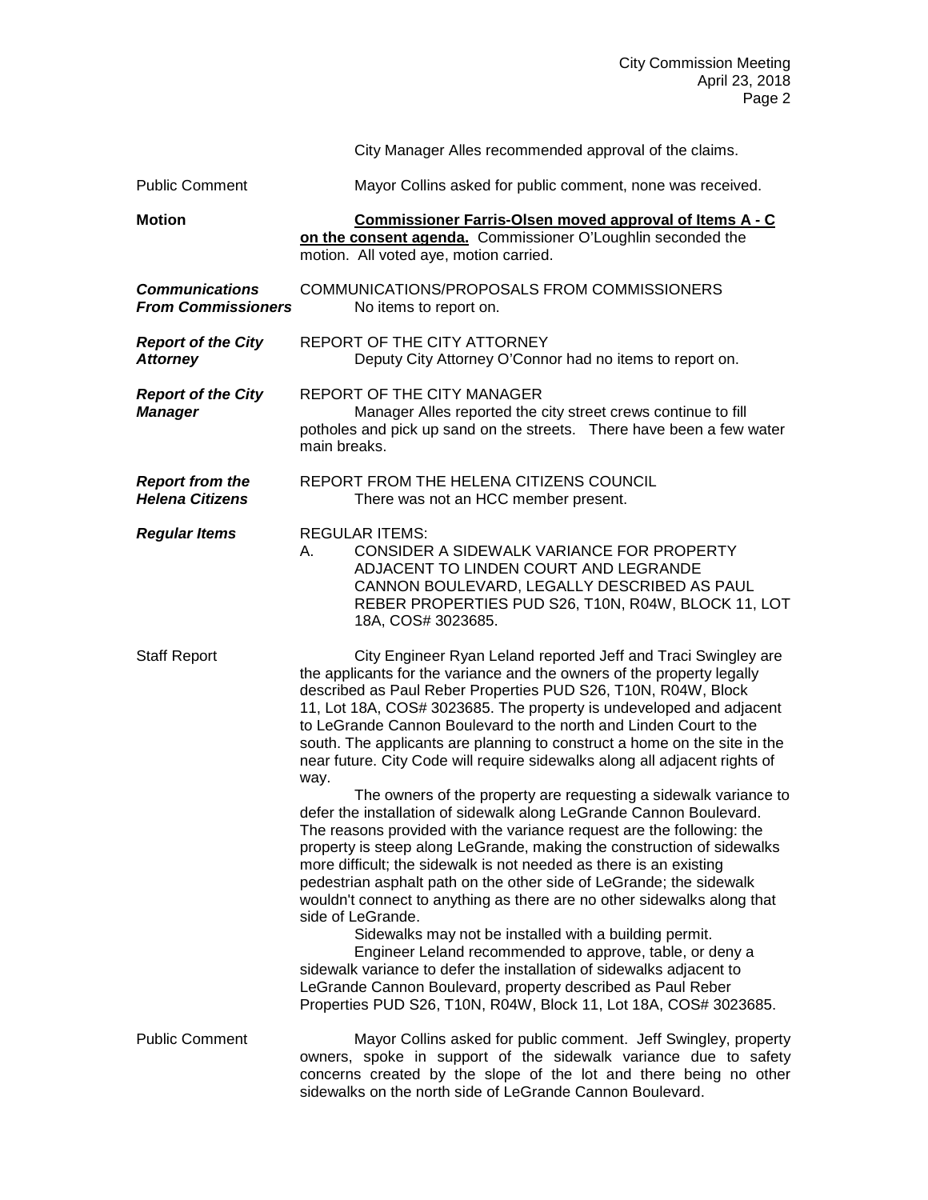City Manager Alles recommended approval of the claims.

Public Comment

Mayor Collins asked for public comment, none was received.

**Motion**

**Commissioner Farris-Olsen moved approval of Items A - C on the consent agenda.** Commissioner O'Loughlin seconded the motion. All voted aye, motion carried.

***Communications From Commissioners***

COMMUNICATIONS/PROPOSALS FROM COMMISSIONERS

No items to report on.

***Report of the City Attorney***

REPORT OF THE CITY ATTORNEY

Deputy City Attorney O'Connor had no items to report on.

***Report of the City Manager***

REPORT OF THE CITY MANAGER

Manager Alles reported the city street crews continue to fill potholes and pick up sand on the streets. There have been a few water main breaks.

***Report from the Helena Citizens***

REPORT FROM THE HELENA CITIZENS COUNCIL

There was not an HCC member present.

***Regular Items***

REGULAR ITEMS:

A. CONSIDER A SIDEWALK VARIANCE FOR PROPERTY ADJACENT TO LINDEN COURT AND LEGRANDE CANNON BOULEVARD, LEGALLY DESCRIBED AS PAUL REBER PROPERTIES PUD S26, T10N, R04W, BLOCK 11, LOT 18A, COS# 3023685.

Staff Report

City Engineer Ryan Leland reported Jeff and Traci Swingley are the applicants for the variance and the owners of the property legally described as Paul Reber Properties PUD S26, T10N, R04W, Block 11, Lot 18A, COS# 3023685. The property is undeveloped and adjacent to LeGrande Cannon Boulevard to the north and Linden Court to the south. The applicants are planning to construct a home on the site in the near future. City Code will require sidewalks along all adjacent rights of way.

The owners of the property are requesting a sidewalk variance to defer the installation of sidewalk along LeGrande Cannon Boulevard. The reasons provided with the variance request are the following: the property is steep along LeGrande, making the construction of sidewalks more difficult; the sidewalk is not needed as there is an existing pedestrian asphalt path on the other side of LeGrande; the sidewalk wouldn't connect to anything as there are no other sidewalks along that side of LeGrande.

Sidewalks may not be installed with a building permit.

Engineer Leland recommended to approve, table, or deny a sidewalk variance to defer the installation of sidewalks adjacent to LeGrande Cannon Boulevard, property described as Paul Reber Properties PUD S26, T10N, R04W, Block 11, Lot 18A, COS# 3023685.

Public Comment

Mayor Collins asked for public comment. Jeff Swingley, property owners, spoke in support of the sidewalk variance due to safety concerns created by the slope of the lot and there being no other sidewalks on the north side of LeGrande Cannon Boulevard.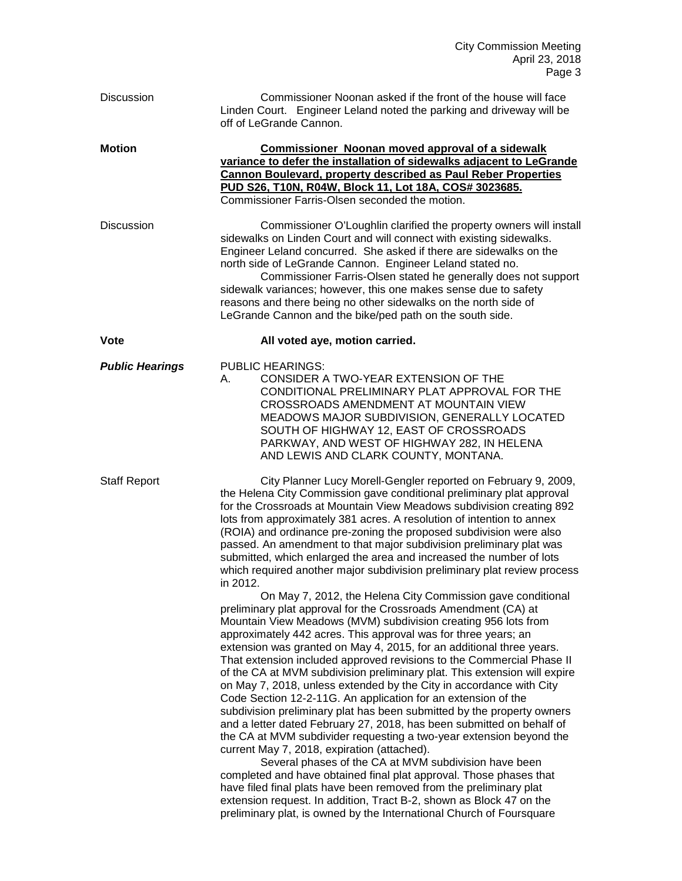**Discussion** — Commissioner Noonan asked if the front of the house will face Linden Court. Engineer Leland noted the parking and driveway will be off of LeGrande Cannon.

**Motion** — **<u>Commissioner Noonan moved approval of a sidewalk variance to defer the installation of sidewalks adjacent to LeGrande Cannon Boulevard, property described as Paul Reber Properties PUD S26, T10N, R04W, Block 11, Lot 18A, COS# 3023685.</u>** Commissioner Farris-Olsen seconded the motion.

**Discussion** — Commissioner O'Loughlin clarified the property owners will install sidewalks on Linden Court and will connect with existing sidewalks. Engineer Leland concurred. She asked if there are sidewalks on the north side of LeGrande Cannon. Engineer Leland stated no.

Commissioner Farris-Olsen stated he generally does not support sidewalk variances; however, this one makes sense due to safety reasons and there being no other sidewalks on the north side of LeGrande Cannon and the bike/ped path on the south side.

**Vote** — **All voted aye, motion carried.**

***Public Hearings***

PUBLIC HEARINGS:

A. CONSIDER A TWO-YEAR EXTENSION OF THE CONDITIONAL PRELIMINARY PLAT APPROVAL FOR THE CROSSROADS AMENDMENT AT MOUNTAIN VIEW MEADOWS MAJOR SUBDIVISION, GENERALLY LOCATED SOUTH OF HIGHWAY 12, EAST OF CROSSROADS PARKWAY, AND WEST OF HIGHWAY 282, IN HELENA AND LEWIS AND CLARK COUNTY, MONTANA.

**Staff Report** — City Planner Lucy Morell-Gengler reported on February 9, 2009, the Helena City Commission gave conditional preliminary plat approval for the Crossroads at Mountain View Meadows subdivision creating 892 lots from approximately 381 acres. A resolution of intention to annex (ROIA) and ordinance pre-zoning the proposed subdivision were also passed. An amendment to that major subdivision preliminary plat was submitted, which enlarged the area and increased the number of lots which required another major subdivision preliminary plat review process in 2012.

On May 7, 2012, the Helena City Commission gave conditional preliminary plat approval for the Crossroads Amendment (CA) at Mountain View Meadows (MVM) subdivision creating 956 lots from approximately 442 acres. This approval was for three years; an extension was granted on May 4, 2015, for an additional three years. That extension included approved revisions to the Commercial Phase II of the CA at MVM subdivision preliminary plat. This extension will expire on May 7, 2018, unless extended by the City in accordance with City Code Section 12-2-11G. An application for an extension of the subdivision preliminary plat has been submitted by the property owners and a letter dated February 27, 2018, has been submitted on behalf of the CA at MVM subdivider requesting a two-year extension beyond the current May 7, 2018, expiration (attached).

Several phases of the CA at MVM subdivision have been completed and have obtained final plat approval. Those phases that have filed final plats have been removed from the preliminary plat extension request. In addition, Tract B-2, shown as Block 47 on the preliminary plat, is owned by the International Church of Foursquare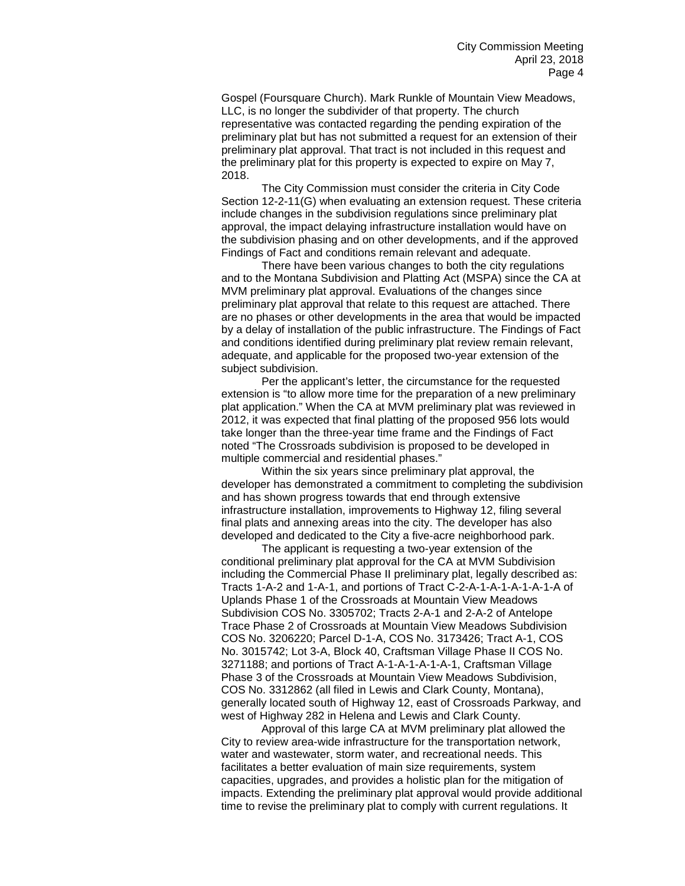Gospel (Foursquare Church). Mark Runkle of Mountain View Meadows, LLC, is no longer the subdivider of that property. The church representative was contacted regarding the pending expiration of the preliminary plat but has not submitted a request for an extension of their preliminary plat approval. That tract is not included in this request and the preliminary plat for this property is expected to expire on May 7, 2018.

The City Commission must consider the criteria in City Code Section 12-2-11(G) when evaluating an extension request. These criteria include changes in the subdivision regulations since preliminary plat approval, the impact delaying infrastructure installation would have on the subdivision phasing and on other developments, and if the approved Findings of Fact and conditions remain relevant and adequate.

There have been various changes to both the city regulations and to the Montana Subdivision and Platting Act (MSPA) since the CA at MVM preliminary plat approval. Evaluations of the changes since preliminary plat approval that relate to this request are attached. There are no phases or other developments in the area that would be impacted by a delay of installation of the public infrastructure. The Findings of Fact and conditions identified during preliminary plat review remain relevant, adequate, and applicable for the proposed two-year extension of the subject subdivision.

Per the applicant's letter, the circumstance for the requested extension is "to allow more time for the preparation of a new preliminary plat application." When the CA at MVM preliminary plat was reviewed in 2012, it was expected that final platting of the proposed 956 lots would take longer than the three-year time frame and the Findings of Fact noted "The Crossroads subdivision is proposed to be developed in multiple commercial and residential phases."

Within the six years since preliminary plat approval, the developer has demonstrated a commitment to completing the subdivision and has shown progress towards that end through extensive infrastructure installation, improvements to Highway 12, filing several final plats and annexing areas into the city. The developer has also developed and dedicated to the City a five-acre neighborhood park.

The applicant is requesting a two-year extension of the conditional preliminary plat approval for the CA at MVM Subdivision including the Commercial Phase II preliminary plat, legally described as: Tracts 1-A-2 and 1-A-1, and portions of Tract C-2-A-1-A-1-A-1-A-1-A of Uplands Phase 1 of the Crossroads at Mountain View Meadows Subdivision COS No. 3305702; Tracts 2-A-1 and 2-A-2 of Antelope Trace Phase 2 of Crossroads at Mountain View Meadows Subdivision COS No. 3206220; Parcel D-1-A, COS No. 3173426; Tract A-1, COS No. 3015742; Lot 3-A, Block 40, Craftsman Village Phase II COS No. 3271188; and portions of Tract A-1-A-1-A-1-A-1, Craftsman Village Phase 3 of the Crossroads at Mountain View Meadows Subdivision, COS No. 3312862 (all filed in Lewis and Clark County, Montana), generally located south of Highway 12, east of Crossroads Parkway, and west of Highway 282 in Helena and Lewis and Clark County.

Approval of this large CA at MVM preliminary plat allowed the City to review area-wide infrastructure for the transportation network, water and wastewater, storm water, and recreational needs. This facilitates a better evaluation of main size requirements, system capacities, upgrades, and provides a holistic plan for the mitigation of impacts. Extending the preliminary plat approval would provide additional time to revise the preliminary plat to comply with current regulations. It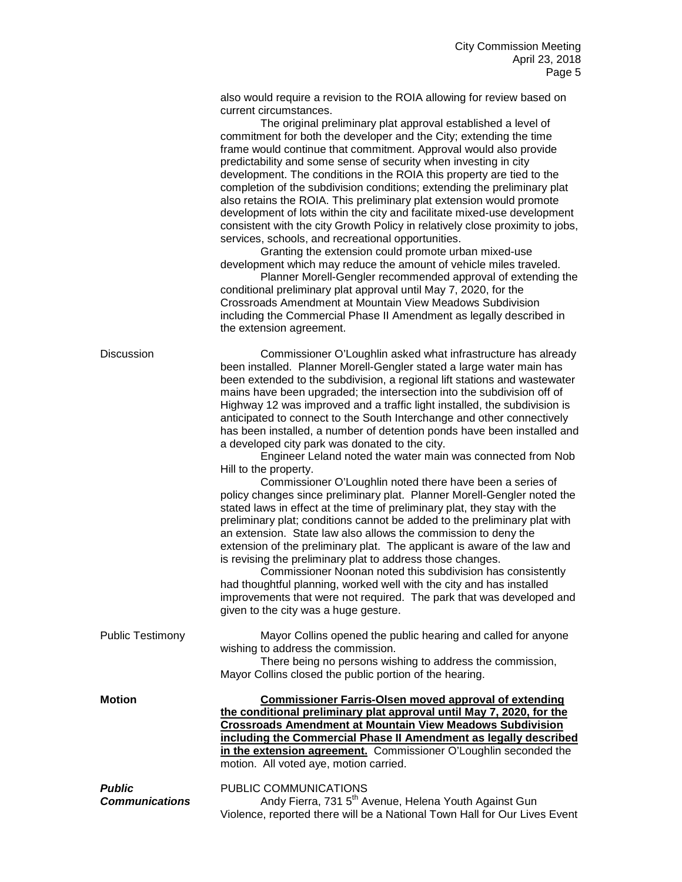also would require a revision to the ROIA allowing for review based on current circumstances.

The original preliminary plat approval established a level of commitment for both the developer and the City; extending the time frame would continue that commitment. Approval would also provide predictability and some sense of security when investing in city development. The conditions in the ROIA this property are tied to the completion of the subdivision conditions; extending the preliminary plat also retains the ROIA. This preliminary plat extension would promote development of lots within the city and facilitate mixed-use development consistent with the city Growth Policy in relatively close proximity to jobs, services, schools, and recreational opportunities.

Granting the extension could promote urban mixed-use development which may reduce the amount of vehicle miles traveled.

Planner Morell-Gengler recommended approval of extending the conditional preliminary plat approval until May 7, 2020, for the Crossroads Amendment at Mountain View Meadows Subdivision including the Commercial Phase II Amendment as legally described in the extension agreement.

Discussion

Commissioner O'Loughlin asked what infrastructure has already been installed. Planner Morell-Gengler stated a large water main has been extended to the subdivision, a regional lift stations and wastewater mains have been upgraded; the intersection into the subdivision off of Highway 12 was improved and a traffic light installed, the subdivision is anticipated to connect to the South Interchange and other connectively has been installed, a number of detention ponds have been installed and a developed city park was donated to the city.

Engineer Leland noted the water main was connected from Nob Hill to the property.

Commissioner O'Loughlin noted there have been a series of policy changes since preliminary plat. Planner Morell-Gengler noted the stated laws in effect at the time of preliminary plat, they stay with the preliminary plat; conditions cannot be added to the preliminary plat with an extension. State law also allows the commission to deny the extension of the preliminary plat. The applicant is aware of the law and is revising the preliminary plat to address those changes.

Commissioner Noonan noted this subdivision has consistently had thoughtful planning, worked well with the city and has installed improvements that were not required. The park that was developed and given to the city was a huge gesture.

Public Testimony

Mayor Collins opened the public hearing and called for anyone wishing to address the commission.

There being no persons wishing to address the commission, Mayor Collins closed the public portion of the hearing.

**Motion**

**Commissioner Farris-Olsen moved approval of extending the conditional preliminary plat approval until May 7, 2020, for the Crossroads Amendment at Mountain View Meadows Subdivision including the Commercial Phase II Amendment as legally described in the extension agreement.** Commissioner O'Loughlin seconded the motion. All voted aye, motion carried.

***Public Communications***

PUBLIC COMMUNICATIONS

Andy Fierra, 731 5th Avenue, Helena Youth Against Gun Violence, reported there will be a National Town Hall for Our Lives Event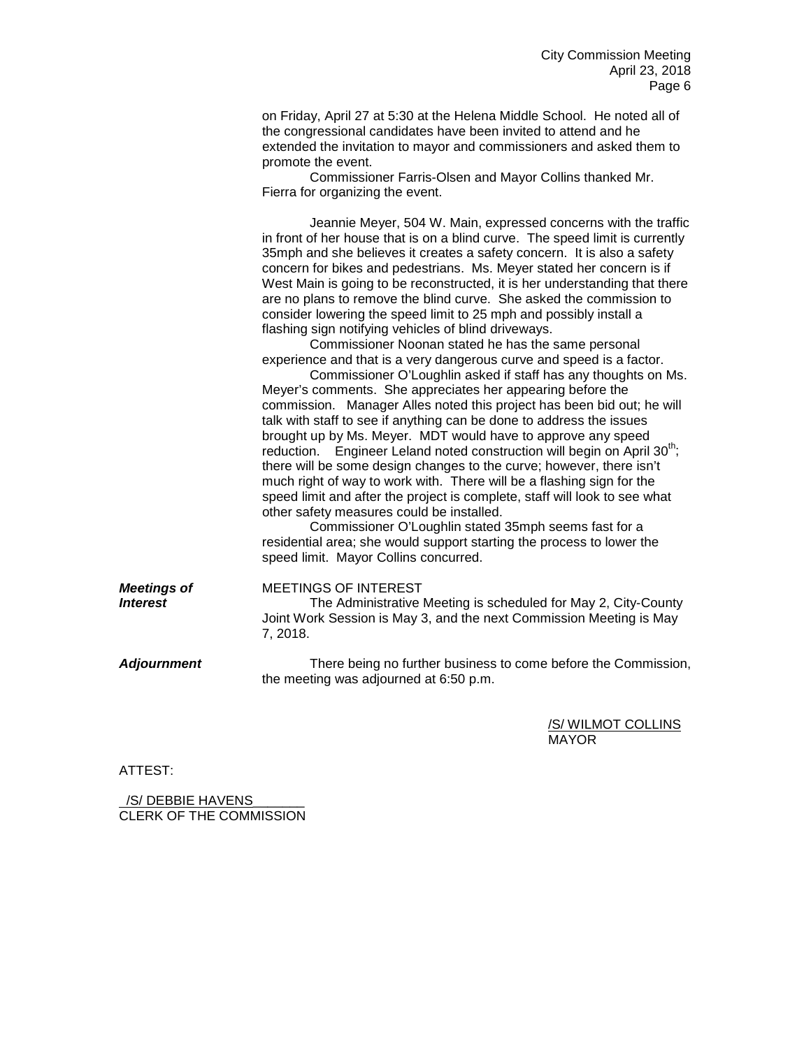on Friday, April 27 at 5:30 at the Helena Middle School. He noted all of the congressional candidates have been invited to attend and he extended the invitation to mayor and commissioners and asked them to promote the event.

Commissioner Farris-Olsen and Mayor Collins thanked Mr. Fierra for organizing the event.

Jeannie Meyer, 504 W. Main, expressed concerns with the traffic in front of her house that is on a blind curve. The speed limit is currently 35mph and she believes it creates a safety concern. It is also a safety concern for bikes and pedestrians. Ms. Meyer stated her concern is if West Main is going to be reconstructed, it is her understanding that there are no plans to remove the blind curve. She asked the commission to consider lowering the speed limit to 25 mph and possibly install a flashing sign notifying vehicles of blind driveways.

Commissioner Noonan stated he has the same personal experience and that is a very dangerous curve and speed is a factor.

Commissioner O'Loughlin asked if staff has any thoughts on Ms. Meyer's comments. She appreciates her appearing before the commission. Manager Alles noted this project has been bid out; he will talk with staff to see if anything can be done to address the issues brought up by Ms. Meyer. MDT would have to approve any speed reduction. Engineer Leland noted construction will begin on April 30th; there will be some design changes to the curve; however, there isn't much right of way to work with. There will be a flashing sign for the speed limit and after the project is complete, staff will look to see what other safety measures could be installed.

Commissioner O'Loughlin stated 35mph seems fast for a residential area; she would support starting the process to lower the speed limit. Mayor Collins concurred.

***Meetings of Interest***

MEETINGS OF INTEREST

The Administrative Meeting is scheduled for May 2, City-County Joint Work Session is May 3, and the next Commission Meeting is May 7, 2018.

***Adjournment***

There being no further business to come before the Commission, the meeting was adjourned at 6:50 p.m.

/S/ WILMOT COLLINS
MAYOR

ATTEST:

/S/ DEBBIE HAVENS
CLERK OF THE COMMISSION